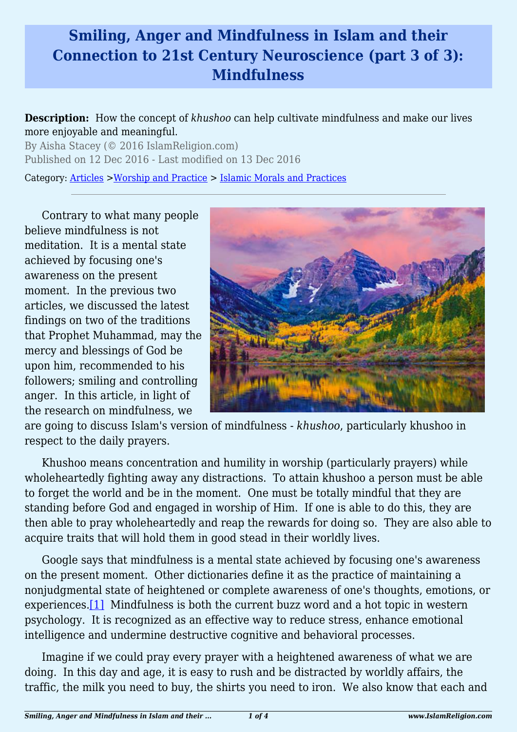# Smiling, Anger and Mindfulness in Islam and their Connection to 21st Century Neuroscience (part 3 of 3): Mindfulness

**Description:** How the concept of *khushoo* can help cultivate mindfulness and make our lives more enjoyable and meaningful.

By Aisha Stacey (© 2016 IslamReligion.com)

Published on 12 Dec 2016 - Last modified on 13 Dec 2016

Category: Articles >Worship and Practice > Islamic Morals and Practices

---

Contrary to what many people believe mindfulness is not meditation. It is a mental state achieved by focusing one's awareness on the present moment. In the previous two articles, we discussed the latest findings on two of the traditions that Prophet Muhammad, may the mercy and blessings of God be upon him, recommended to his followers; smiling and controlling anger. In this article, in light of the research on mindfulness, we are going to discuss Islam's version of mindfulness - *khushoo*, particularly khushoo in respect to the daily prayers.

Khushoo means concentration and humility in worship (particularly prayers) while wholeheartedly fighting away any distractions. To attain khushoo a person must be able to forget the world and be in the moment. One must be totally mindful that they are standing before God and engaged in worship of Him. If one is able to do this, they are then able to pray wholeheartedly and reap the rewards for doing so. They are also able to acquire traits that will hold them in good stead in their worldly lives.

Google says that mindfulness is a mental state achieved by focusing one's awareness on the present moment. Other dictionaries define it as the practice of maintaining a nonjudgmental state of heightened or complete awareness of one's thoughts, emotions, or experiences.[1] Mindfulness is both the current buzz word and a hot topic in western psychology. It is recognized as an effective way to reduce stress, enhance emotional intelligence and undermine destructive cognitive and behavioral processes.

Imagine if we could pray every prayer with a heightened awareness of what we are doing. In this day and age, it is easy to rush and be distracted by worldly affairs, the traffic, the milk you need to buy, the shirts you need to iron. We also know that each and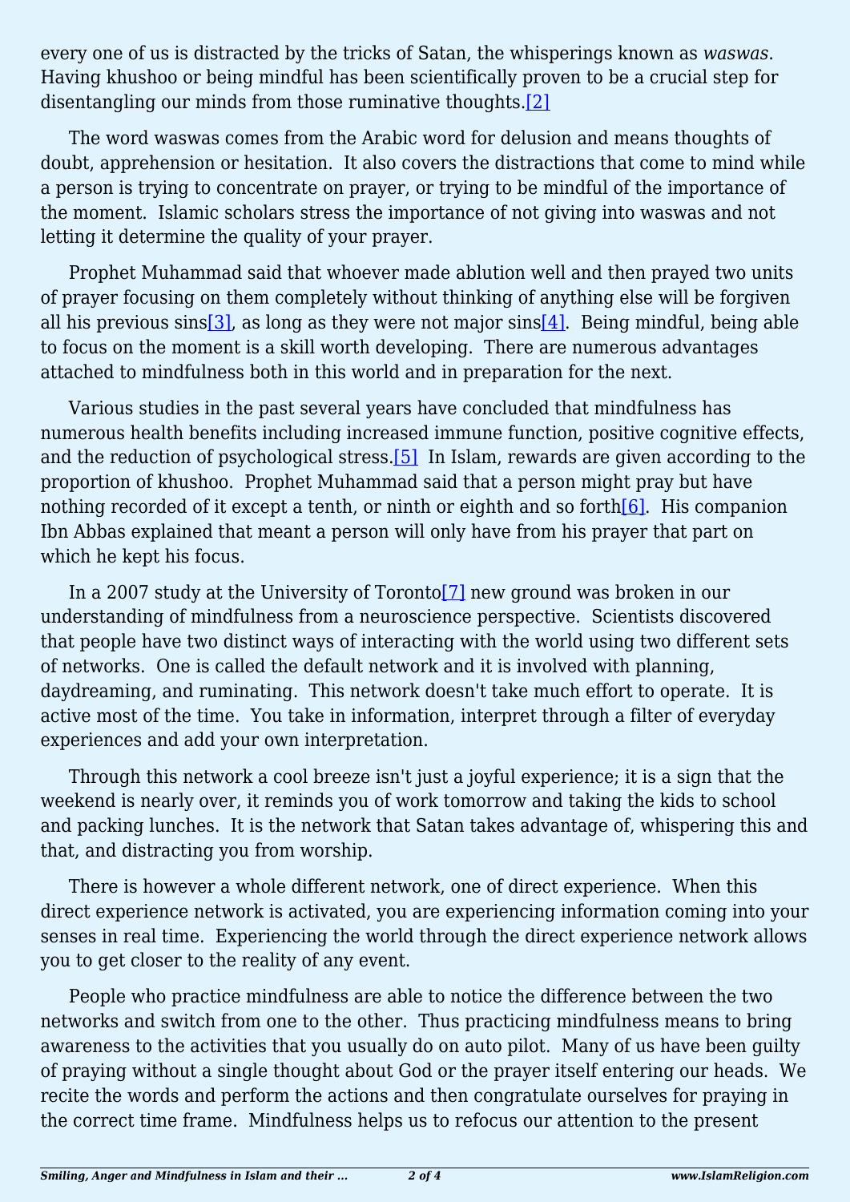every one of us is distracted by the tricks of Satan, the whisperings known as *waswas*. Having khushoo or being mindful has been scientifically proven to be a crucial step for disentangling our minds from those ruminative thoughts.[2]

The word waswas comes from the Arabic word for delusion and means thoughts of doubt, apprehension or hesitation. It also covers the distractions that come to mind while a person is trying to concentrate on prayer, or trying to be mindful of the importance of the moment. Islamic scholars stress the importance of not giving into waswas and not letting it determine the quality of your prayer.

Prophet Muhammad said that whoever made ablution well and then prayed two units of prayer focusing on them completely without thinking of anything else will be forgiven all his previous sins[3], as long as they were not major sins[4]. Being mindful, being able to focus on the moment is a skill worth developing. There are numerous advantages attached to mindfulness both in this world and in preparation for the next.

Various studies in the past several years have concluded that mindfulness has numerous health benefits including increased immune function, positive cognitive effects, and the reduction of psychological stress.[5] In Islam, rewards are given according to the proportion of khushoo. Prophet Muhammad said that a person might pray but have nothing recorded of it except a tenth, or ninth or eighth and so forth[6]. His companion Ibn Abbas explained that meant a person will only have from his prayer that part on which he kept his focus.

In a 2007 study at the University of Toronto[7] new ground was broken in our understanding of mindfulness from a neuroscience perspective. Scientists discovered that people have two distinct ways of interacting with the world using two different sets of networks. One is called the default network and it is involved with planning, daydreaming, and ruminating. This network doesn't take much effort to operate. It is active most of the time. You take in information, interpret through a filter of everyday experiences and add your own interpretation.

Through this network a cool breeze isn't just a joyful experience; it is a sign that the weekend is nearly over, it reminds you of work tomorrow and taking the kids to school and packing lunches. It is the network that Satan takes advantage of, whispering this and that, and distracting you from worship.

There is however a whole different network, one of direct experience. When this direct experience network is activated, you are experiencing information coming into your senses in real time. Experiencing the world through the direct experience network allows you to get closer to the reality of any event.

People who practice mindfulness are able to notice the difference between the two networks and switch from one to the other. Thus practicing mindfulness means to bring awareness to the activities that you usually do on auto pilot. Many of us have been guilty of praying without a single thought about God or the prayer itself entering our heads. We recite the words and perform the actions and then congratulate ourselves for praying in the correct time frame. Mindfulness helps us to refocus our attention to the present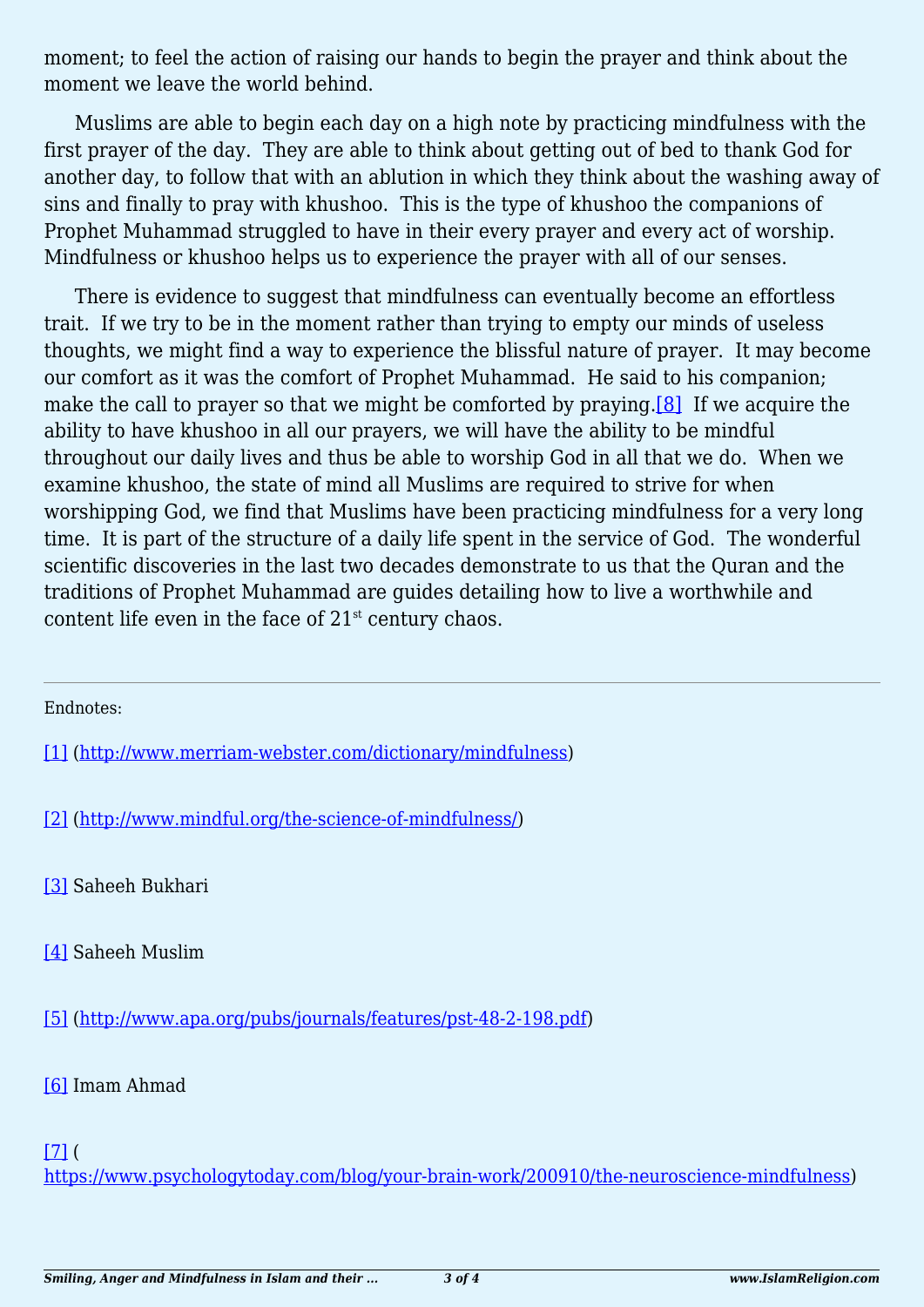moment; to feel the action of raising our hands to begin the prayer and think about the moment we leave the world behind.

Muslims are able to begin each day on a high note by practicing mindfulness with the first prayer of the day. They are able to think about getting out of bed to thank God for another day, to follow that with an ablution in which they think about the washing away of sins and finally to pray with khushoo. This is the type of khushoo the companions of Prophet Muhammad struggled to have in their every prayer and every act of worship. Mindfulness or khushoo helps us to experience the prayer with all of our senses.

There is evidence to suggest that mindfulness can eventually become an effortless trait. If we try to be in the moment rather than trying to empty our minds of useless thoughts, we might find a way to experience the blissful nature of prayer. It may become our comfort as it was the comfort of Prophet Muhammad. He said to his companion; make the call to prayer so that we might be comforted by praying.[8] If we acquire the ability to have khushoo in all our prayers, we will have the ability to be mindful throughout our daily lives and thus be able to worship God in all that we do. When we examine khushoo, the state of mind all Muslims are required to strive for when worshipping God, we find that Muslims have been practicing mindfulness for a very long time. It is part of the structure of a daily life spent in the service of God. The wonderful scientific discoveries in the last two decades demonstrate to us that the Quran and the traditions of Prophet Muhammad are guides detailing how to live a worthwhile and content life even in the face of 21st century chaos.

---

Endnotes:

[1] (http://www.merriam-webster.com/dictionary/mindfulness)

[2] (http://www.mindful.org/the-science-of-mindfulness/)

[3] Saheeh Bukhari

[4] Saheeh Muslim

[5] (http://www.apa.org/pubs/journals/features/pst-48-2-198.pdf)

[6] Imam Ahmad

[7] (https://www.psychologytoday.com/blog/your-brain-work/200910/the-neuroscience-mindfulness)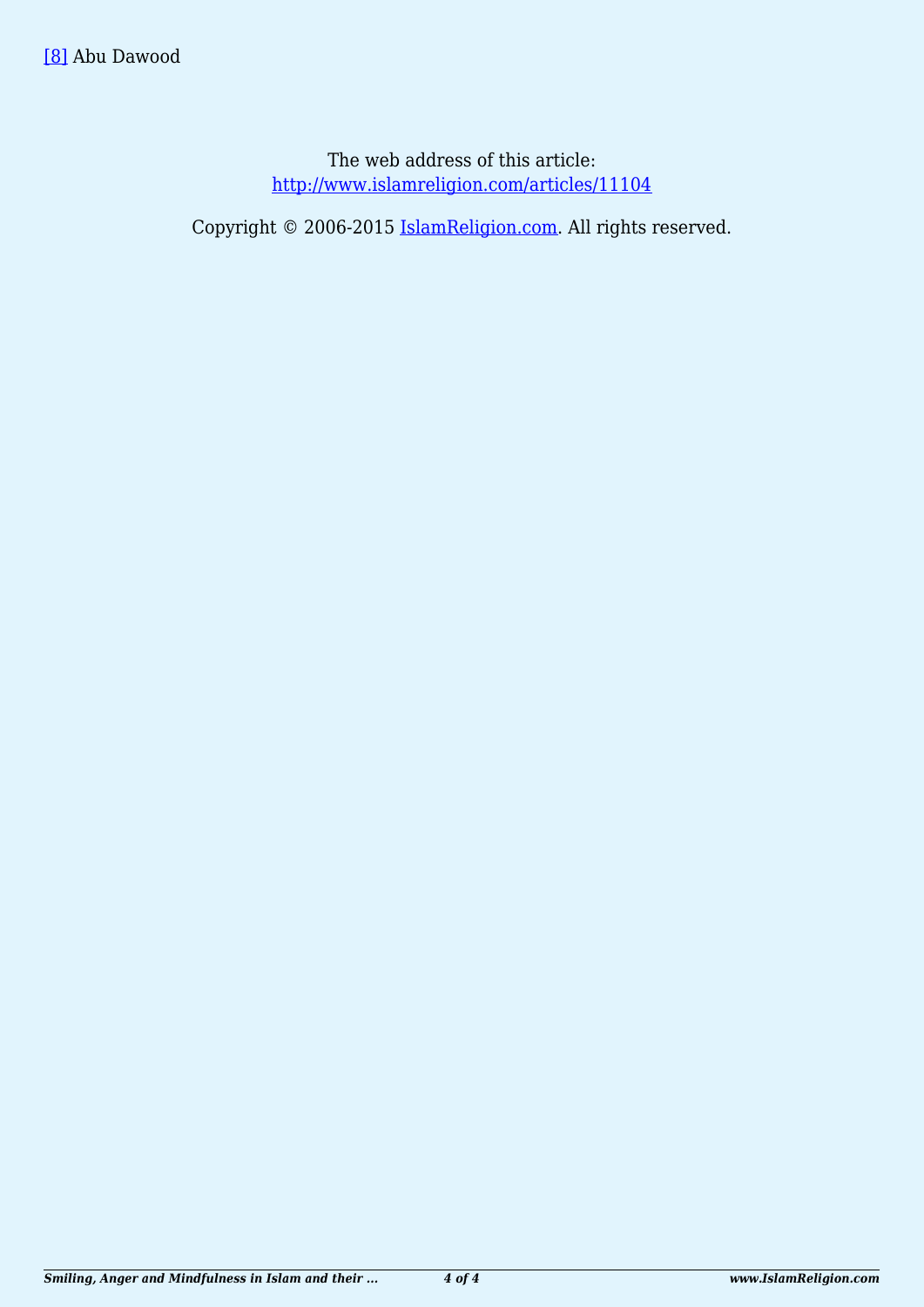[8] Abu Dawood

The web address of this article:
http://www.islamreligion.com/articles/11104

Copyright © 2006-2015 IslamReligion.com. All rights reserved.